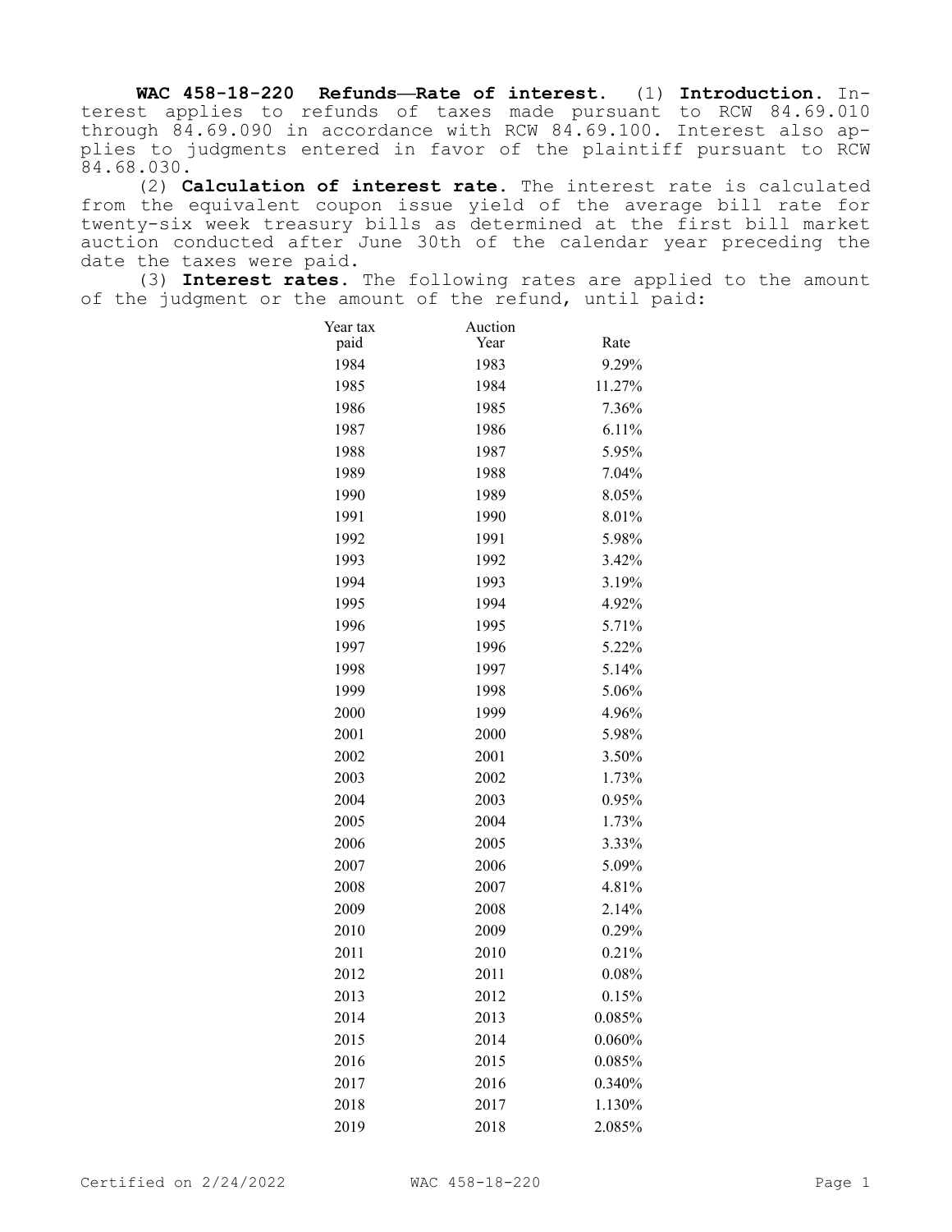**WAC 458-18-220 Refunds—Rate of interest.** (1) **Introduction.** Interest applies to refunds of taxes made pursuant to RCW 84.69.010 through 84.69.090 in accordance with RCW 84.69.100. Interest also applies to judgments entered in favor of the plaintiff pursuant to RCW 84.68.030.

(2) **Calculation of interest rate.** The interest rate is calculated from the equivalent coupon issue yield of the average bill rate for twenty-six week treasury bills as determined at the first bill market auction conducted after June 30th of the calendar year preceding the date the taxes were paid.

(3) **Interest rates.** The following rates are applied to the amount of the judgment or the amount of the refund, until paid:

| Year tax paid | Auction Year | Rate |
|---|---|---|
| 1984 | 1983 | 9.29% |
| 1985 | 1984 | 11.27% |
| 1986 | 1985 | 7.36% |
| 1987 | 1986 | 6.11% |
| 1988 | 1987 | 5.95% |
| 1989 | 1988 | 7.04% |
| 1990 | 1989 | 8.05% |
| 1991 | 1990 | 8.01% |
| 1992 | 1991 | 5.98% |
| 1993 | 1992 | 3.42% |
| 1994 | 1993 | 3.19% |
| 1995 | 1994 | 4.92% |
| 1996 | 1995 | 5.71% |
| 1997 | 1996 | 5.22% |
| 1998 | 1997 | 5.14% |
| 1999 | 1998 | 5.06% |
| 2000 | 1999 | 4.96% |
| 2001 | 2000 | 5.98% |
| 2002 | 2001 | 3.50% |
| 2003 | 2002 | 1.73% |
| 2004 | 2003 | 0.95% |
| 2005 | 2004 | 1.73% |
| 2006 | 2005 | 3.33% |
| 2007 | 2006 | 5.09% |
| 2008 | 2007 | 4.81% |
| 2009 | 2008 | 2.14% |
| 2010 | 2009 | 0.29% |
| 2011 | 2010 | 0.21% |
| 2012 | 2011 | 0.08% |
| 2013 | 2012 | 0.15% |
| 2014 | 2013 | 0.085% |
| 2015 | 2014 | 0.060% |
| 2016 | 2015 | 0.085% |
| 2017 | 2016 | 0.340% |
| 2018 | 2017 | 1.130% |
| 2019 | 2018 | 2.085% |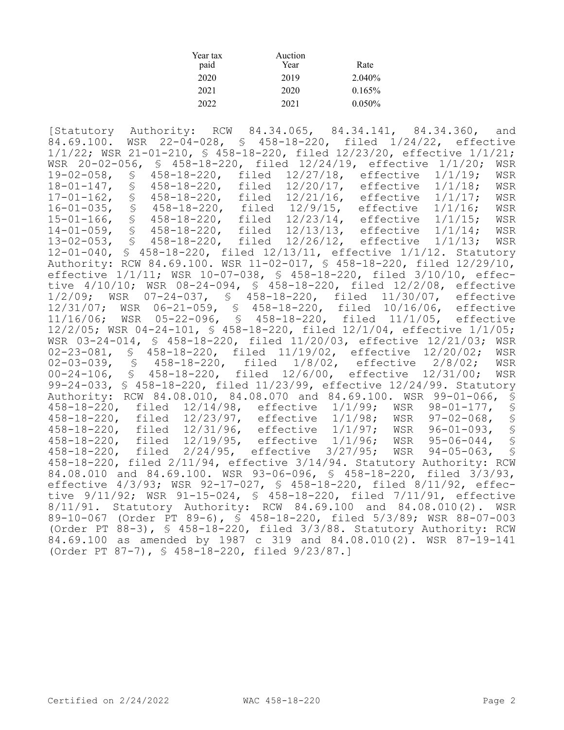| Year tax paid | Auction Year | Rate |
|---|---|---|
| 2020 | 2019 | 2.040% |
| 2021 | 2020 | 0.165% |
| 2022 | 2021 | 0.050% |

[Statutory Authority: RCW 84.34.065, 84.34.141, 84.34.360, and 84.69.100. WSR 22-04-028, § 458-18-220, filed 1/24/22, effective 1/1/22; WSR 21-01-210, § 458-18-220, filed 12/23/20, effective 1/1/21; WSR 20-02-056, § 458-18-220, filed 12/24/19, effective 1/1/20; WSR 19-02-058, § 458-18-220, filed 12/27/18, effective 1/1/19; WSR 18-01-147, § 458-18-220, filed 12/20/17, effective 1/1/18; WSR 17-01-162, § 458-18-220, filed 12/21/16, effective 1/1/17; WSR 16-01-035, § 458-18-220, filed 12/9/15, effective 1/1/16; WSR 15-01-166, § 458-18-220, filed 12/23/14, effective 1/1/15; WSR 14-01-059, § 458-18-220, filed 12/13/13, effective 1/1/14; WSR 13-02-053, § 458-18-220, filed 12/26/12, effective 1/1/13; WSR 12-01-040, § 458-18-220, filed 12/13/11, effective 1/1/12. Statutory Authority: RCW 84.69.100. WSR 11-02-017, § 458-18-220, filed 12/29/10, effective 1/1/11; WSR 10-07-038, § 458-18-220, filed 3/10/10, effective 4/10/10; WSR 08-24-094, § 458-18-220, filed 12/2/08, effective 1/2/09; WSR 07-24-037, § 458-18-220, filed 11/30/07, effective 12/31/07; WSR 06-21-059, § 458-18-220, filed 10/16/06, effective 11/16/06; WSR 05-22-096, § 458-18-220, filed 11/1/05, effective 12/2/05; WSR 04-24-101, § 458-18-220, filed 12/1/04, effective 1/1/05; WSR 03-24-014, § 458-18-220, filed 11/20/03, effective 12/21/03; WSR 02-23-081, § 458-18-220, filed 11/19/02, effective 12/20/02; WSR 02-03-039, § 458-18-220, filed 1/8/02, effective 2/8/02; WSR 00-24-106, § 458-18-220, filed 12/6/00, effective 12/31/00; WSR 99-24-033, § 458-18-220, filed 11/23/99, effective 12/24/99. Statutory Authority: RCW 84.08.010, 84.08.070 and 84.69.100. WSR 99-01-066, § 458-18-220, filed 12/14/98, effective 1/1/99; WSR 98-01-177, § 458-18-220, filed 12/23/97, effective 1/1/98; WSR 97-02-068, § 458-18-220, filed 12/31/96, effective 1/1/97; WSR 96-01-093, § 458-18-220, filed 12/19/95, effective 1/1/96; WSR 95-06-044, § 458-18-220, filed 2/24/95, effective 3/27/95; WSR 94-05-063, § 458-18-220, filed 2/11/94, effective 3/14/94. Statutory Authority: RCW 84.08.010 and 84.69.100. WSR 93-06-096, § 458-18-220, filed 3/3/93, effective 4/3/93; WSR 92-17-027, § 458-18-220, filed 8/11/92, effective 9/11/92; WSR 91-15-024, § 458-18-220, filed 7/11/91, effective 8/11/91. Statutory Authority: RCW 84.69.100 and 84.08.010(2). WSR 89-10-067 (Order PT 89-6), § 458-18-220, filed 5/3/89; WSR 88-07-003 (Order PT 88-3), § 458-18-220, filed 3/3/88. Statutory Authority: RCW 84.69.100 as amended by 1987 c 319 and 84.08.010(2). WSR 87-19-141 (Order PT 87-7), § 458-18-220, filed 9/23/87.]